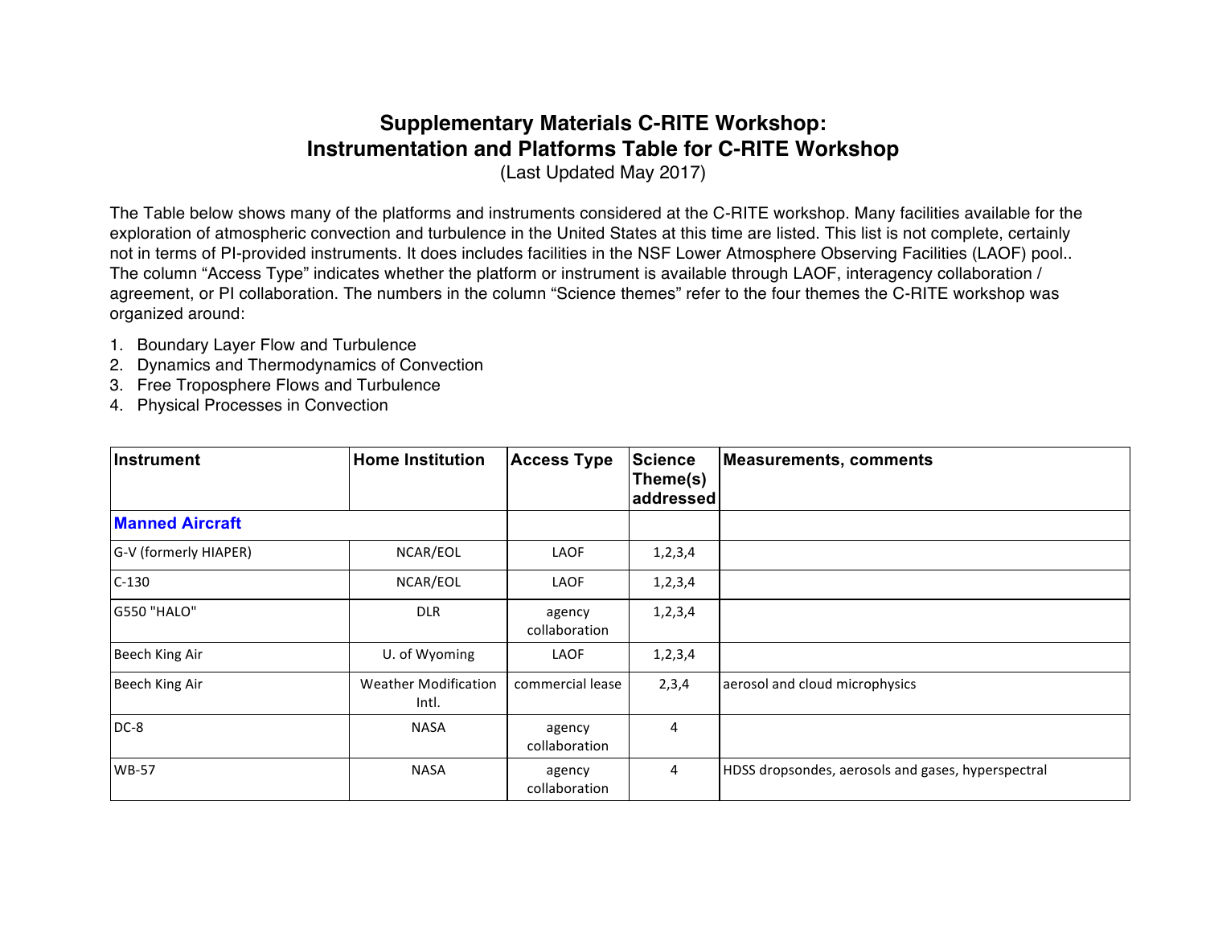# Supplementary Materials C-RITE Workshop:
# Instrumentation and Platforms Table for C-RITE Workshop

(Last Updated May 2017)

The Table below shows many of the platforms and instruments considered at the C-RITE workshop. Many facilities available for the exploration of atmospheric convection and turbulence in the United States at this time are listed. This list is not complete, certainly not in terms of PI-provided instruments. It does includes facilities in the NSF Lower Atmosphere Observing Facilities (LAOF) pool.. The column "Access Type" indicates whether the platform or instrument is available through LAOF, interagency collaboration / agreement, or PI collaboration. The numbers in the column "Science themes" refer to the four themes the C-RITE workshop was organized around:

1. Boundary Layer Flow and Turbulence
2. Dynamics and Thermodynamics of Convection
3. Free Troposphere Flows and Turbulence
4. Physical Processes in Convection

| Instrument | Home Institution | Access Type | Science Theme(s) addressed | Measurements, comments |
|---|---|---|---|---|
| **Manned Aircraft** | | | | |
| G-V (formerly HIAPER) | NCAR/EOL | LAOF | 1,2,3,4 | |
| C-130 | NCAR/EOL | LAOF | 1,2,3,4 | |
| G550 "HALO" | DLR | agency collaboration | 1,2,3,4 | |
| Beech King Air | U. of Wyoming | LAOF | 1,2,3,4 | |
| Beech King Air | Weather Modification Intl. | commercial lease | 2,3,4 | aerosol and cloud microphysics |
| DC-8 | NASA | agency collaboration | 4 | |
| WB-57 | NASA | agency collaboration | 4 | HDSS dropsondes, aerosols and gases, hyperspectral |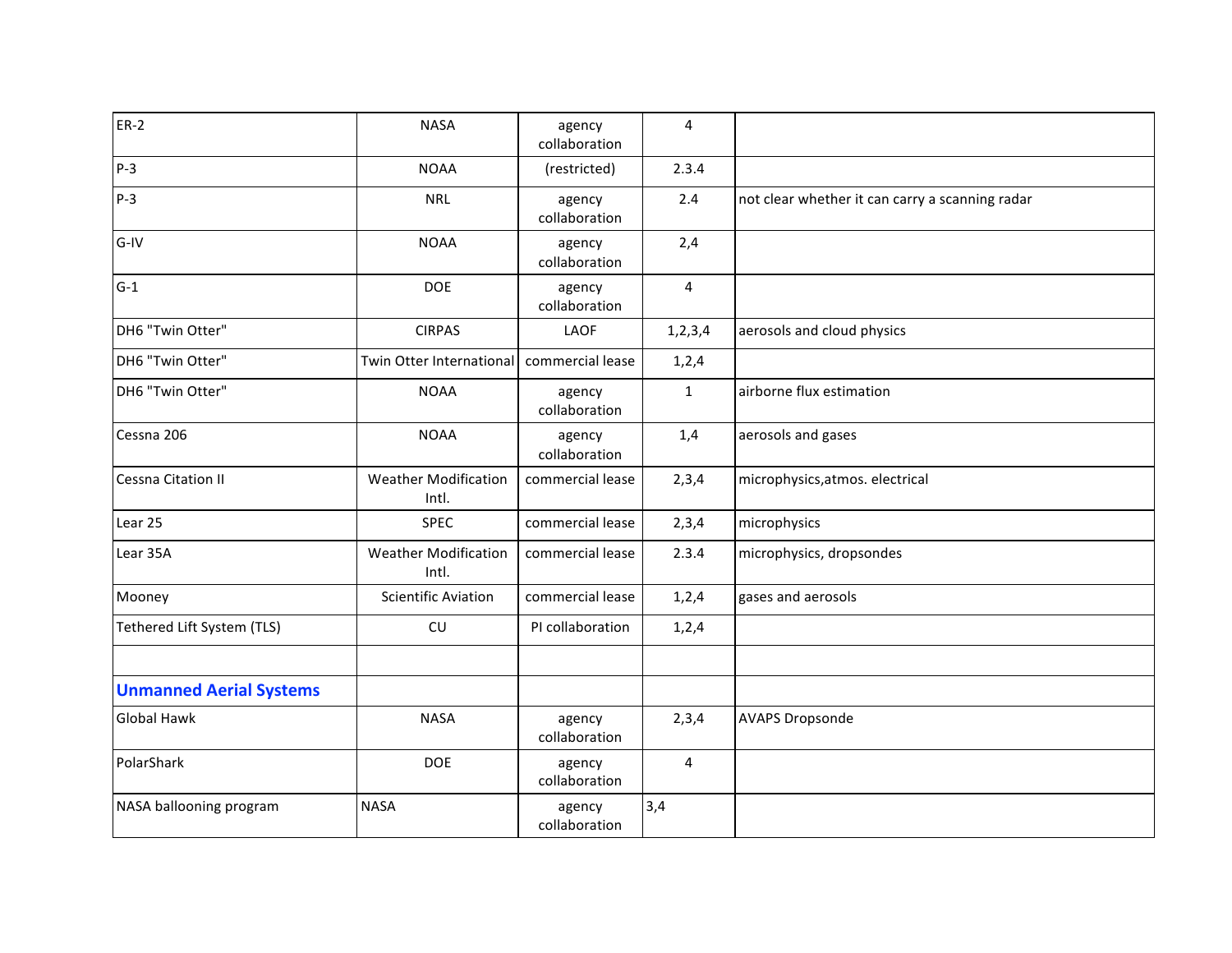| | | | | |
|---|---|---|---|---|
| ER-2 | NASA | agency collaboration | 4 | |
| P-3 | NOAA | (restricted) | 2.3.4 | |
| P-3 | NRL | agency collaboration | 2.4 | not clear whether it can carry a scanning radar |
| G-IV | NOAA | agency collaboration | 2,4 | |
| G-1 | DOE | agency collaboration | 4 | |
| DH6 "Twin Otter" | CIRPAS | LAOF | 1,2,3,4 | aerosols and cloud physics |
| DH6 "Twin Otter" | Twin Otter International | commercial lease | 1,2,4 | |
| DH6 "Twin Otter" | NOAA | agency collaboration | 1 | airborne flux estimation |
| Cessna 206 | NOAA | agency collaboration | 1,4 | aerosols and gases |
| Cessna Citation II | Weather Modification Intl. | commercial lease | 2,3,4 | microphysics,atmos. electrical |
| Lear 25 | SPEC | commercial lease | 2,3,4 | microphysics |
| Lear 35A | Weather Modification Intl. | commercial lease | 2.3.4 | microphysics, dropsondes |
| Mooney | Scientific Aviation | commercial lease | 1,2,4 | gases and aerosols |
| Tethered Lift System (TLS) | CU | PI collaboration | 1,2,4 | |
| | | | | |
| **Unmanned Aerial Systems** | | | | |
| Global Hawk | NASA | agency collaboration | 2,3,4 | AVAPS Dropsonde |
| PolarShark | DOE | agency collaboration | 4 | |
| NASA ballooning program | NASA | agency collaboration | 3,4 | |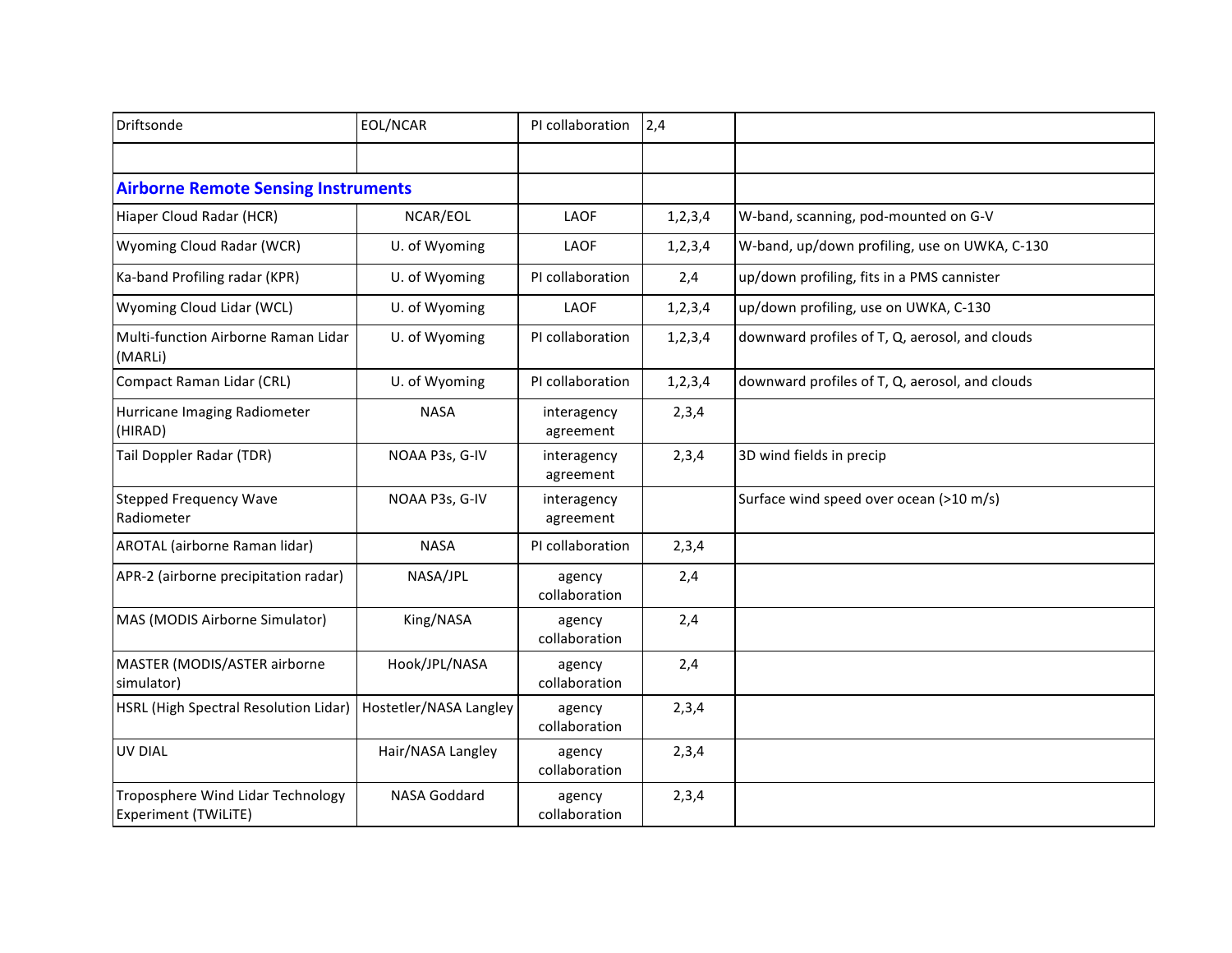| | | | | |
|---|---|---|---|---|
| Driftsonde | EOL/NCAR | PI collaboration | 2,4 | |
| | | | | |
| **Airborne Remote Sensing Instruments** | | | | |
| Hiaper Cloud Radar (HCR) | NCAR/EOL | LAOF | 1,2,3,4 | W-band, scanning, pod-mounted on G-V |
| Wyoming Cloud Radar (WCR) | U. of Wyoming | LAOF | 1,2,3,4 | W-band, up/down profiling, use on UWKA, C-130 |
| Ka-band Profiling radar (KPR) | U. of Wyoming | PI collaboration | 2,4 | up/down profiling, fits in a PMS cannister |
| Wyoming Cloud Lidar (WCL) | U. of Wyoming | LAOF | 1,2,3,4 | up/down profiling, use on UWKA, C-130 |
| Multi-function Airborne Raman Lidar (MARLi) | U. of Wyoming | PI collaboration | 1,2,3,4 | downward profiles of T, Q, aerosol, and clouds |
| Compact Raman Lidar (CRL) | U. of Wyoming | PI collaboration | 1,2,3,4 | downward profiles of T, Q, aerosol, and clouds |
| Hurricane Imaging Radiometer (HIRAD) | NASA | interagency agreement | 2,3,4 | |
| Tail Doppler Radar (TDR) | NOAA P3s, G-IV | interagency agreement | 2,3,4 | 3D wind fields in precip |
| Stepped Frequency Wave Radiometer | NOAA P3s, G-IV | interagency agreement | | Surface wind speed over ocean (>10 m/s) |
| AROTAL (airborne Raman lidar) | NASA | PI collaboration | 2,3,4 | |
| APR-2 (airborne precipitation radar) | NASA/JPL | agency collaboration | 2,4 | |
| MAS (MODIS Airborne Simulator) | King/NASA | agency collaboration | 2,4 | |
| MASTER (MODIS/ASTER airborne simulator) | Hook/JPL/NASA | agency collaboration | 2,4 | |
| HSRL (High Spectral Resolution Lidar) | Hostetler/NASA Langley | agency collaboration | 2,3,4 | |
| UV DIAL | Hair/NASA Langley | agency collaboration | 2,3,4 | |
| Troposphere Wind Lidar Technology Experiment (TWiLiTE) | NASA Goddard | agency collaboration | 2,3,4 | |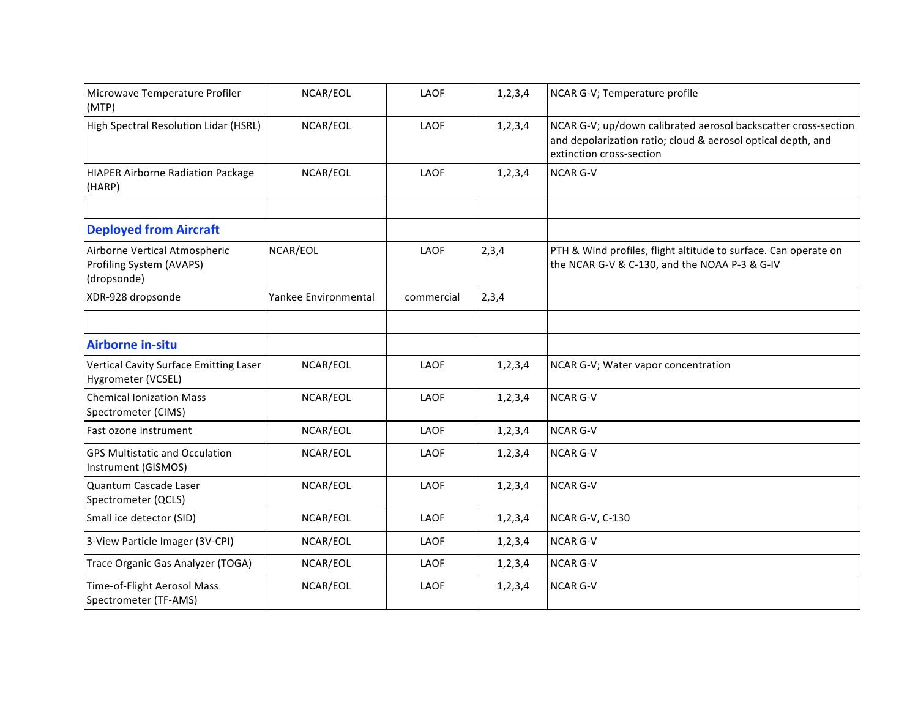| | | | | |
|---|---|---|---|---|
| Microwave Temperature Profiler (MTP) | NCAR/EOL | LAOF | 1,2,3,4 | NCAR G-V; Temperature profile |
| High Spectral Resolution Lidar (HSRL) | NCAR/EOL | LAOF | 1,2,3,4 | NCAR G-V; up/down calibrated aerosol backscatter cross-section and depolarization ratio; cloud & aerosol optical depth, and extinction cross-section |
| HIAPER Airborne Radiation Package (HARP) | NCAR/EOL | LAOF | 1,2,3,4 | NCAR G-V |
| | | | | |
| **Deployed from Aircraft** | | | | |
| Airborne Vertical Atmospheric Profiling System (AVAPS) (dropsonde) | NCAR/EOL | LAOF | 2,3,4 | PTH & Wind profiles, flight altitude to surface. Can operate on the NCAR G-V & C-130, and the NOAA P-3 & G-IV |
| XDR-928 dropsonde | Yankee Environmental | commercial | 2,3,4 | |
| | | | | |
| **Airborne in-situ** | | | | |
| Vertical Cavity Surface Emitting Laser Hygrometer (VCSEL) | NCAR/EOL | LAOF | 1,2,3,4 | NCAR G-V; Water vapor concentration |
| Chemical Ionization Mass Spectrometer (CIMS) | NCAR/EOL | LAOF | 1,2,3,4 | NCAR G-V |
| Fast ozone instrument | NCAR/EOL | LAOF | 1,2,3,4 | NCAR G-V |
| GPS Multistatic and Occulation Instrument (GISMOS) | NCAR/EOL | LAOF | 1,2,3,4 | NCAR G-V |
| Quantum Cascade Laser Spectrometer (QCLS) | NCAR/EOL | LAOF | 1,2,3,4 | NCAR G-V |
| Small ice detector (SID) | NCAR/EOL | LAOF | 1,2,3,4 | NCAR G-V, C-130 |
| 3-View Particle Imager (3V-CPI) | NCAR/EOL | LAOF | 1,2,3,4 | NCAR G-V |
| Trace Organic Gas Analyzer (TOGA) | NCAR/EOL | LAOF | 1,2,3,4 | NCAR G-V |
| Time-of-Flight Aerosol Mass Spectrometer (TF-AMS) | NCAR/EOL | LAOF | 1,2,3,4 | NCAR G-V |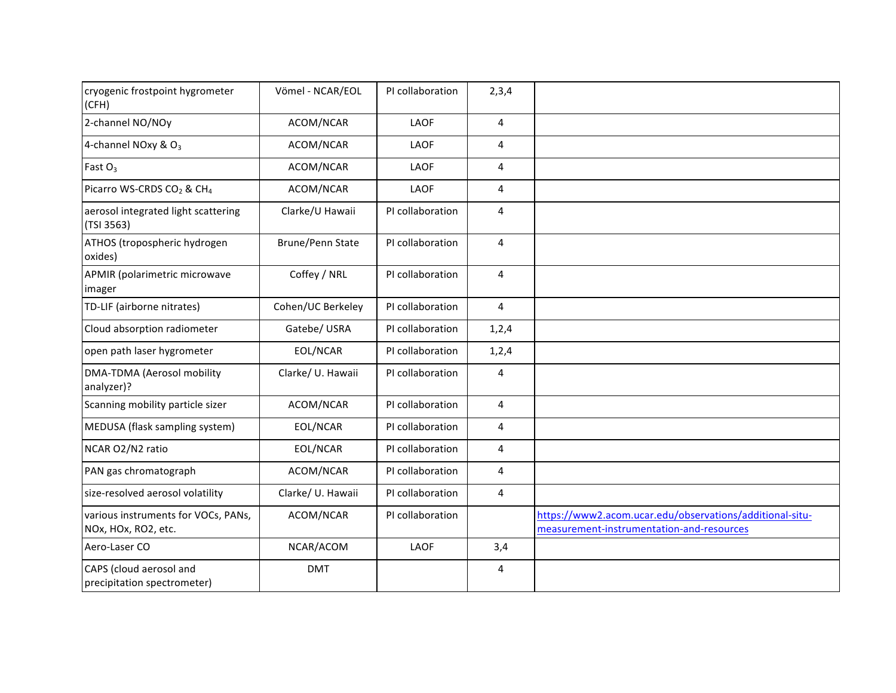| | | | | |
|---|---|---|---|---|
| cryogenic frostpoint hygrometer (CFH) | Vömel - NCAR/EOL | PI collaboration | 2,3,4 | |
| 2-channel NO/NOy | ACOM/NCAR | LAOF | 4 | |
| 4-channel NOxy & $O_3$ | ACOM/NCAR | LAOF | 4 | |
| Fast $O_3$ | ACOM/NCAR | LAOF | 4 | |
| Picarro WS-CRDS $CO_2$ & $CH_4$ | ACOM/NCAR | LAOF | 4 | |
| aerosol integrated light scattering (TSI 3563) | Clarke/U Hawaii | PI collaboration | 4 | |
| ATHOS (tropospheric hydrogen oxides) | Brune/Penn State | PI collaboration | 4 | |
| APMIR (polarimetric microwave imager | Coffey / NRL | PI collaboration | 4 | |
| TD-LIF (airborne nitrates) | Cohen/UC Berkeley | PI collaboration | 4 | |
| Cloud absorption radiometer | Gatebe/ USRA | PI collaboration | 1,2,4 | |
| open path laser hygrometer | EOL/NCAR | PI collaboration | 1,2,4 | |
| DMA-TDMA (Aerosol mobility analyzer)? | Clarke/ U. Hawaii | PI collaboration | 4 | |
| Scanning mobility particle sizer | ACOM/NCAR | PI collaboration | 4 | |
| MEDUSA (flask sampling system) | EOL/NCAR | PI collaboration | 4 | |
| NCAR O2/N2 ratio | EOL/NCAR | PI collaboration | 4 | |
| PAN gas chromatograph | ACOM/NCAR | PI collaboration | 4 | |
| size-resolved aerosol volatility | Clarke/ U. Hawaii | PI collaboration | 4 | |
| various instruments for VOCs, PANs, NOx, HOx, RO2, etc. | ACOM/NCAR | PI collaboration | | https://www2.acom.ucar.edu/observations/additional-situ-measurement-instrumentation-and-resources |
| Aero-Laser CO | NCAR/ACOM | LAOF | 3,4 | |
| CAPS (cloud aerosol and precipitation spectrometer) | DMT | | 4 | |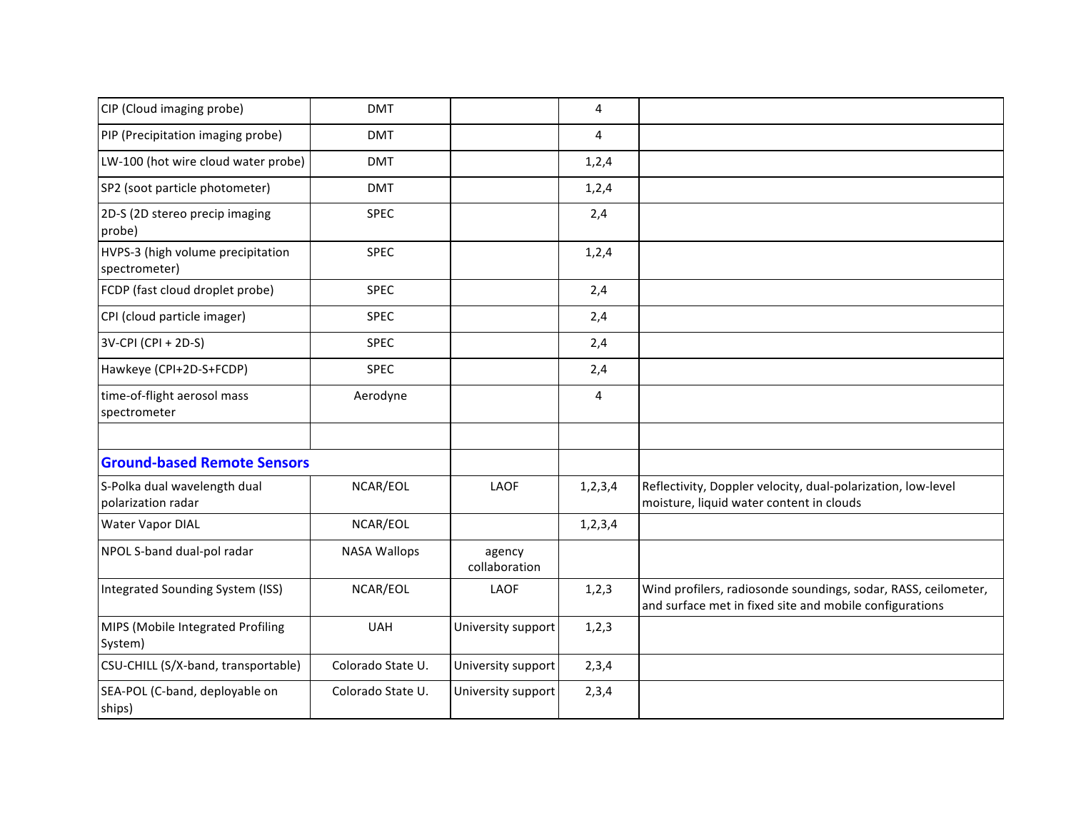| | | | | |
|---|---|---|---|---|
| CIP (Cloud imaging probe) | DMT | | 4 | |
| PIP (Precipitation imaging probe) | DMT | | 4 | |
| LW-100 (hot wire cloud water probe) | DMT | | 1,2,4 | |
| SP2 (soot particle photometer) | DMT | | 1,2,4 | |
| 2D-S (2D stereo precip imaging probe) | SPEC | | 2,4 | |
| HVPS-3 (high volume precipitation spectrometer) | SPEC | | 1,2,4 | |
| FCDP (fast cloud droplet probe) | SPEC | | 2,4 | |
| CPI (cloud particle imager) | SPEC | | 2,4 | |
| 3V-CPI (CPI + 2D-S) | SPEC | | 2,4 | |
| Hawkeye (CPI+2D-S+FCDP) | SPEC | | 2,4 | |
| time-of-flight aerosol mass spectrometer | Aerodyne | | 4 | |
| | | | | |
| **Ground-based Remote Sensors** | | | | |
| S-Polka dual wavelength dual polarization radar | NCAR/EOL | LAOF | 1,2,3,4 | Reflectivity, Doppler velocity, dual-polarization, low-level moisture, liquid water content in clouds |
| Water Vapor DIAL | NCAR/EOL | | 1,2,3,4 | |
| NPOL S-band dual-pol radar | NASA Wallops | agency collaboration | | |
| Integrated Sounding System (ISS) | NCAR/EOL | LAOF | 1,2,3 | Wind profilers, radiosonde soundings, sodar, RASS, ceilometer, and surface met in fixed site and mobile configurations |
| MIPS (Mobile Integrated Profiling System) | UAH | University support | 1,2,3 | |
| CSU-CHILL (S/X-band, transportable) | Colorado State U. | University support | 2,3,4 | |
| SEA-POL (C-band, deployable on ships) | Colorado State U. | University support | 2,3,4 | |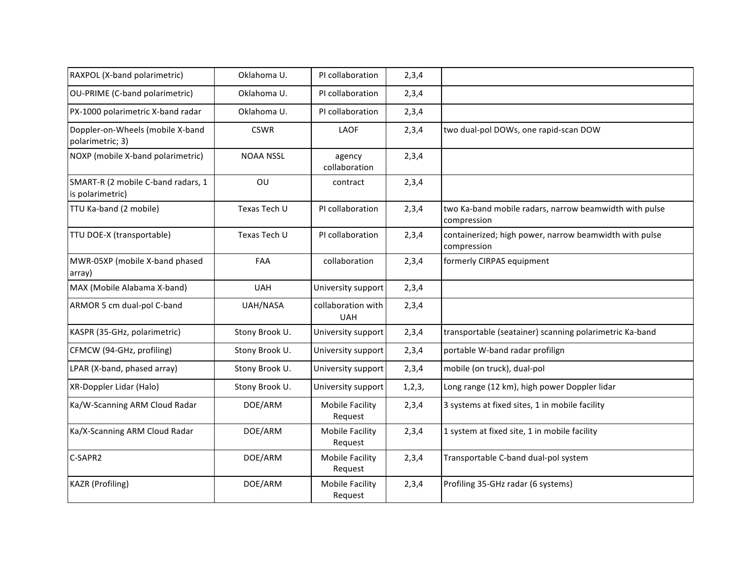| RAXPOL (X-band polarimetric) | Oklahoma U. | PI collaboration | 2,3,4 | |
|---|---|---|---|---|
| OU-PRIME (C-band polarimetric) | Oklahoma U. | PI collaboration | 2,3,4 | |
| PX-1000 polarimetric X-band radar | Oklahoma U. | PI collaboration | 2,3,4 | |
| Doppler-on-Wheels (mobile X-band polarimetric; 3) | CSWR | LAOF | 2,3,4 | two dual-pol DOWs, one rapid-scan DOW |
| NOXP (mobile X-band polarimetric) | NOAA NSSL | agency collaboration | 2,3,4 | |
| SMART-R (2 mobile C-band radars, 1 is polarimetric) | OU | contract | 2,3,4 | |
| TTU Ka-band (2 mobile) | Texas Tech U | PI collaboration | 2,3,4 | two Ka-band mobile radars, narrow beamwidth with pulse compression |
| TTU DOE-X (transportable) | Texas Tech U | PI collaboration | 2,3,4 | containerized; high power, narrow beamwidth with pulse compression |
| MWR-05XP (mobile X-band phased array) | FAA | collaboration | 2,3,4 | formerly CIRPAS equipment |
| MAX (Mobile Alabama X-band) | UAH | University support | 2,3,4 | |
| ARMOR 5 cm dual-pol C-band | UAH/NASA | collaboration with UAH | 2,3,4 | |
| KASPR (35-GHz, polarimetric) | Stony Brook U. | University support | 2,3,4 | transportable (seatainer) scanning polarimetric Ka-band |
| CFMCW (94-GHz, profiling) | Stony Brook U. | University support | 2,3,4 | portable W-band radar profilign |
| LPAR (X-band, phased array) | Stony Brook U. | University support | 2,3,4 | mobile (on truck), dual-pol |
| XR-Doppler Lidar (Halo) | Stony Brook U. | University support | 1,2,3, | Long range (12 km), high power Doppler lidar |
| Ka/W-Scanning ARM Cloud Radar | DOE/ARM | Mobile Facility Request | 2,3,4 | 3 systems at fixed sites, 1 in mobile facility |
| Ka/X-Scanning ARM Cloud Radar | DOE/ARM | Mobile Facility Request | 2,3,4 | 1 system at fixed site, 1 in mobile facility |
| C-SAPR2 | DOE/ARM | Mobile Facility Request | 2,3,4 | Transportable C-band dual-pol system |
| KAZR (Profiling) | DOE/ARM | Mobile Facility Request | 2,3,4 | Profiling 35-GHz radar (6 systems) |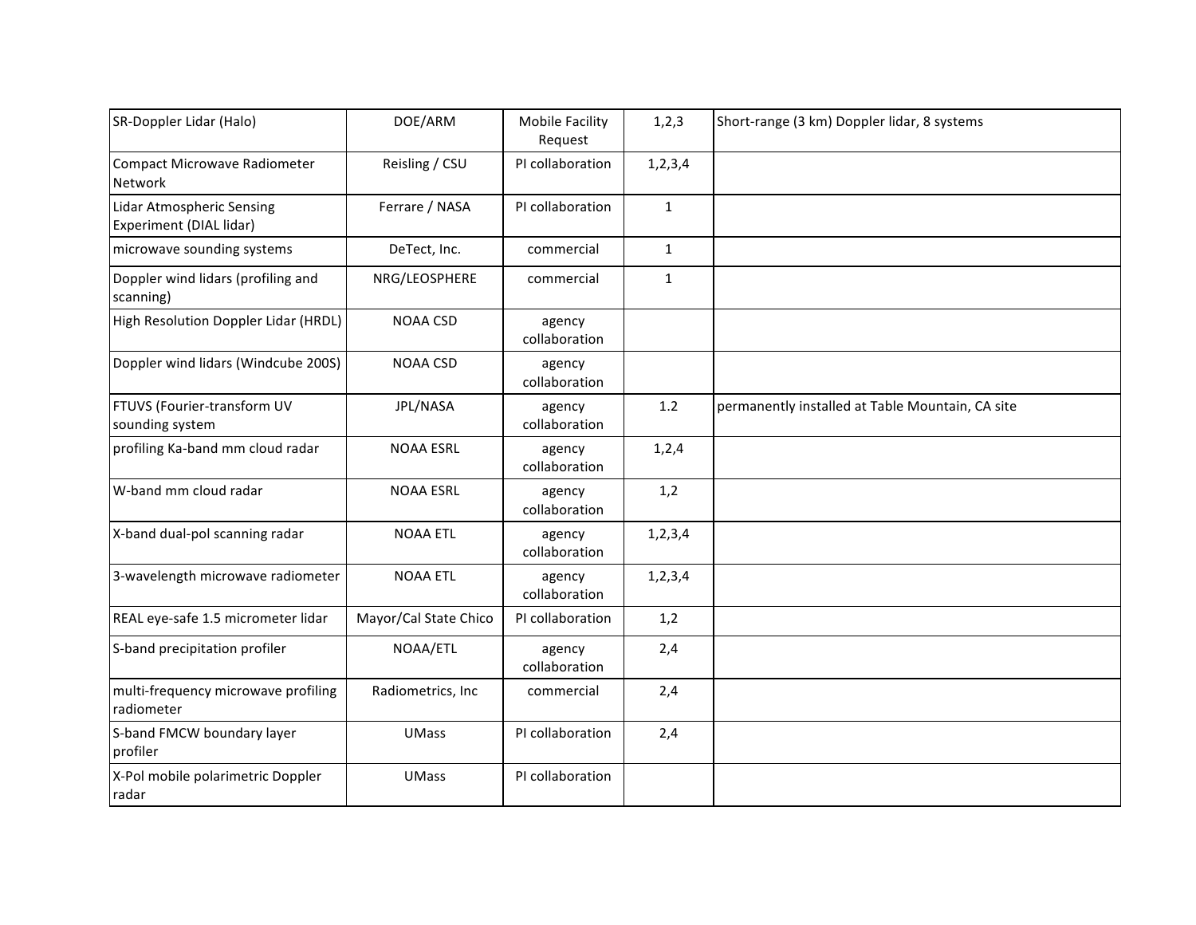| SR-Doppler Lidar (Halo) | DOE/ARM | Mobile Facility Request | 1,2,3 | Short-range (3 km) Doppler lidar, 8 systems |
|---|---|---|---|---|
| Compact Microwave Radiometer Network | Reisling / CSU | PI collaboration | 1,2,3,4 | |
| Lidar Atmospheric Sensing Experiment (DIAL lidar) | Ferrare / NASA | PI collaboration | 1 | |
| microwave sounding systems | DeTect, Inc. | commercial | 1 | |
| Doppler wind lidars (profiling and scanning) | NRG/LEOSPHERE | commercial | 1 | |
| High Resolution Doppler Lidar (HRDL) | NOAA CSD | agency collaboration | | |
| Doppler wind lidars (Windcube 200S) | NOAA CSD | agency collaboration | | |
| FTUVS (Fourier-transform UV sounding system | JPL/NASA | agency collaboration | 1.2 | permanently installed at Table Mountain, CA site |
| profiling Ka-band mm cloud radar | NOAA ESRL | agency collaboration | 1,2,4 | |
| W-band mm cloud radar | NOAA ESRL | agency collaboration | 1,2 | |
| X-band dual-pol scanning radar | NOAA ETL | agency collaboration | 1,2,3,4 | |
| 3-wavelength microwave radiometer | NOAA ETL | agency collaboration | 1,2,3,4 | |
| REAL eye-safe 1.5 micrometer lidar | Mayor/Cal State Chico | PI collaboration | 1,2 | |
| S-band precipitation profiler | NOAA/ETL | agency collaboration | 2,4 | |
| multi-frequency microwave profiling radiometer | Radiometrics, Inc | commercial | 2,4 | |
| S-band FMCW boundary layer profiler | UMass | PI collaboration | 2,4 | |
| X-Pol mobile polarimetric Doppler radar | UMass | PI collaboration | | |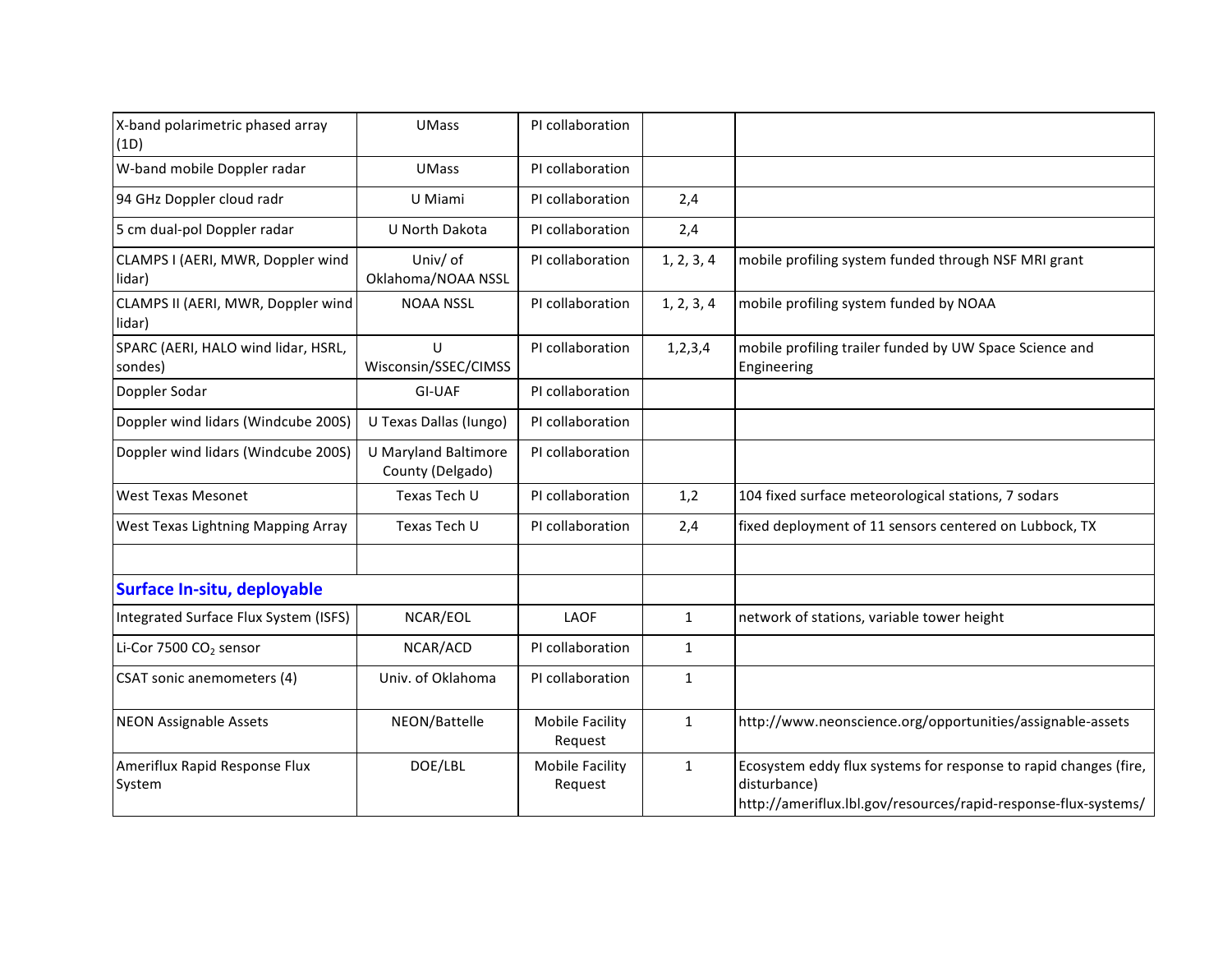| | | | | |
|---|---|---|---|---|
| X-band polarimetric phased array (1D) | UMass | PI collaboration | | |
| W-band mobile Doppler radar | UMass | PI collaboration | | |
| 94 GHz Doppler cloud radr | U Miami | PI collaboration | 2,4 | |
| 5 cm dual-pol Doppler radar | U North Dakota | PI collaboration | 2,4 | |
| CLAMPS I (AERI, MWR, Doppler wind lidar) | Univ/ of Oklahoma/NOAA NSSL | PI collaboration | 1, 2, 3, 4 | mobile profiling system funded through NSF MRI grant |
| CLAMPS II (AERI, MWR, Doppler wind lidar) | NOAA NSSL | PI collaboration | 1, 2, 3, 4 | mobile profiling system funded by NOAA |
| SPARC (AERI, HALO wind lidar, HSRL, sondes) | U Wisconsin/SSEC/CIMSS | PI collaboration | 1,2,3,4 | mobile profiling trailer funded by UW Space Science and Engineering |
| Doppler Sodar | GI-UAF | PI collaboration | | |
| Doppler wind lidars (Windcube 200S) | U Texas Dallas (Iungo) | PI collaboration | | |
| Doppler wind lidars (Windcube 200S) | U Maryland Baltimore County (Delgado) | PI collaboration | | |
| West Texas Mesonet | Texas Tech U | PI collaboration | 1,2 | 104 fixed surface meteorological stations, 7 sodars |
| West Texas Lightning Mapping Array | Texas Tech U | PI collaboration | 2,4 | fixed deployment of 11 sensors centered on Lubbock, TX |
| | | | | |
| **Surface In-situ, deployable** | | | | |
| Integrated Surface Flux System (ISFS) | NCAR/EOL | LAOF | 1 | network of stations, variable tower height |
| Li-Cor 7500 $CO_2$ sensor | NCAR/ACD | PI collaboration | 1 | |
| CSAT sonic anemometers (4) | Univ. of Oklahoma | PI collaboration | 1 | |
| NEON Assignable Assets | NEON/Battelle | Mobile Facility Request | 1 | http://www.neonscience.org/opportunities/assignable-assets |
| Ameriflux Rapid Response Flux System | DOE/LBL | Mobile Facility Request | 1 | Ecosystem eddy flux systems for response to rapid changes (fire, disturbance) http://ameriflux.lbl.gov/resources/rapid-response-flux-systems/ |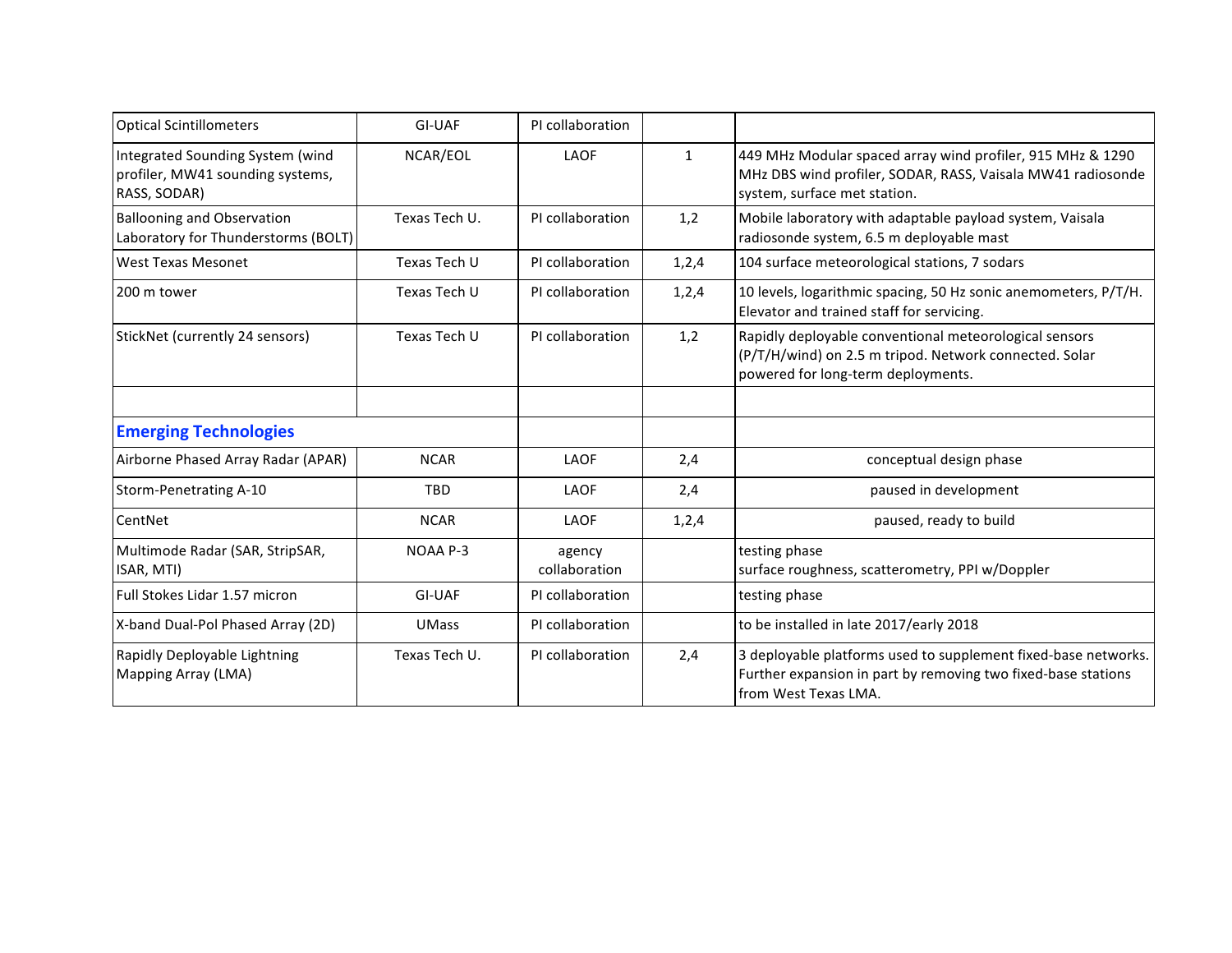| | | | | |
|---|---|---|---|---|
| Optical Scintillometers | GI-UAF | PI collaboration | | |
| Integrated Sounding System (wind profiler, MW41 sounding systems, RASS, SODAR) | NCAR/EOL | LAOF | 1 | 449 MHz Modular spaced array wind profiler, 915 MHz & 1290 MHz DBS wind profiler, SODAR, RASS, Vaisala MW41 radiosonde system, surface met station. |
| Ballooning and Observation Laboratory for Thunderstorms (BOLT) | Texas Tech U. | PI collaboration | 1,2 | Mobile laboratory with adaptable payload system, Vaisala radiosonde system, 6.5 m deployable mast |
| West Texas Mesonet | Texas Tech U | PI collaboration | 1,2,4 | 104 surface meteorological stations, 7 sodars |
| 200 m tower | Texas Tech U | PI collaboration | 1,2,4 | 10 levels, logarithmic spacing, 50 Hz sonic anemometers, P/T/H. Elevator and trained staff for servicing. |
| StickNet (currently 24 sensors) | Texas Tech U | PI collaboration | 1,2 | Rapidly deployable conventional meteorological sensors (P/T/H/wind) on 2.5 m tripod. Network connected. Solar powered for long-term deployments. |
| | | | | |
| **Emerging Technologies** | | | | |
| Airborne Phased Array Radar (APAR) | NCAR | LAOF | 2,4 | conceptual design phase |
| Storm-Penetrating A-10 | TBD | LAOF | 2,4 | paused in development |
| CentNet | NCAR | LAOF | 1,2,4 | paused, ready to build |
| Multimode Radar (SAR, StripSAR, ISAR, MTI) | NOAA P-3 | agency collaboration | | testing phase<br>surface roughness, scatterometry, PPI w/Doppler |
| Full Stokes Lidar 1.57 micron | GI-UAF | PI collaboration | | testing phase |
| X-band Dual-Pol Phased Array (2D) | UMass | PI collaboration | | to be installed in late 2017/early 2018 |
| Rapidly Deployable Lightning Mapping Array (LMA) | Texas Tech U. | PI collaboration | 2,4 | 3 deployable platforms used to supplement fixed-base networks. Further expansion in part by removing two fixed-base stations from West Texas LMA. |